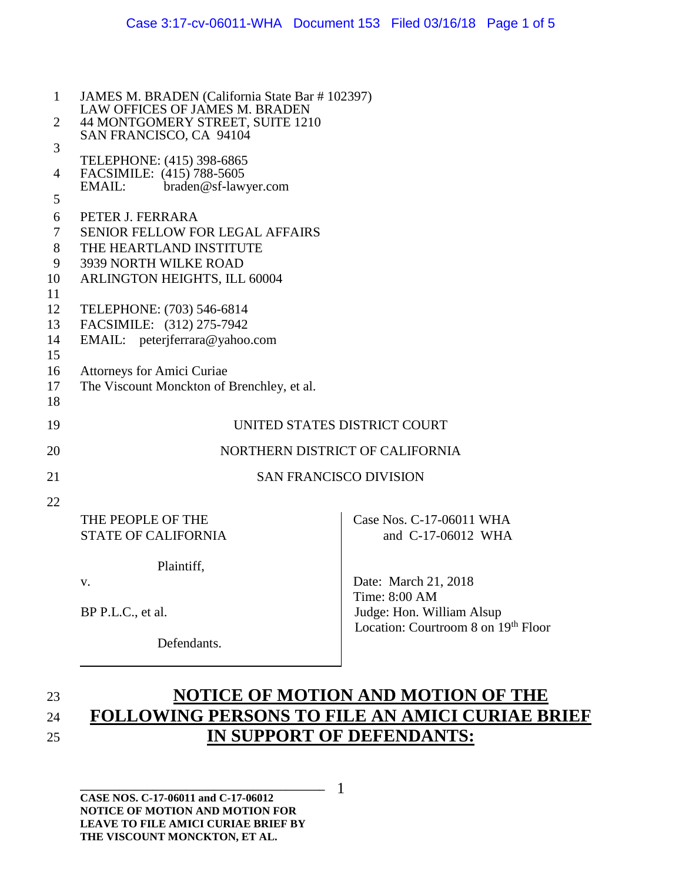JAMES M. BRADEN (California State Bar # 102397)
LAW OFFICES OF JAMES M. BRADEN
44 MONTGOMERY STREET, SUITE 1210
SAN FRANCISCO, CA 94104

TELEPHONE: (415) 398-6865
FACSIMILE: (415) 788-5605
EMAIL: braden@sf-lawyer.com

PETER J. FERRARA
SENIOR FELLOW FOR LEGAL AFFAIRS
THE HEARTLAND INSTITUTE
3939 NORTH WILKE ROAD
ARLINGTON HEIGHTS, ILL 60004

TELEPHONE: (703) 546-6814
FACSIMILE: (312) 275-7942
EMAIL: peterjferrara@yahoo.com

Attorneys for Amici Curiae
The Viscount Monckton of Brenchley, et al.

UNITED STATES DISTRICT COURT

NORTHERN DISTRICT OF CALIFORNIA

SAN FRANCISCO DIVISION

| | |
|---|---|
| THE PEOPLE OF THE STATE OF CALIFORNIA<br><br>Plaintiff,<br><br>v.<br><br>BP P.L.C., et al.<br><br>Defendants. | Case Nos. C-17-06011 WHA and C-17-06012 WHA<br><br>Date: March 21, 2018<br>Time: 8:00 AM<br>Judge: Hon. William Alsup<br>Location: Courtroom 8 on 19th Floor |

# NOTICE OF MOTION AND MOTION OF THE FOLLOWING PERSONS TO FILE AN AMICI CURIAE BRIEF IN SUPPORT OF DEFENDANTS:

**CASE NOS. C-17-06011 and C-17-06012**
**NOTICE OF MOTION AND MOTION FOR LEAVE TO FILE AMICI CURIAE BRIEF BY THE VISCOUNT MONCKTON, ET AL.**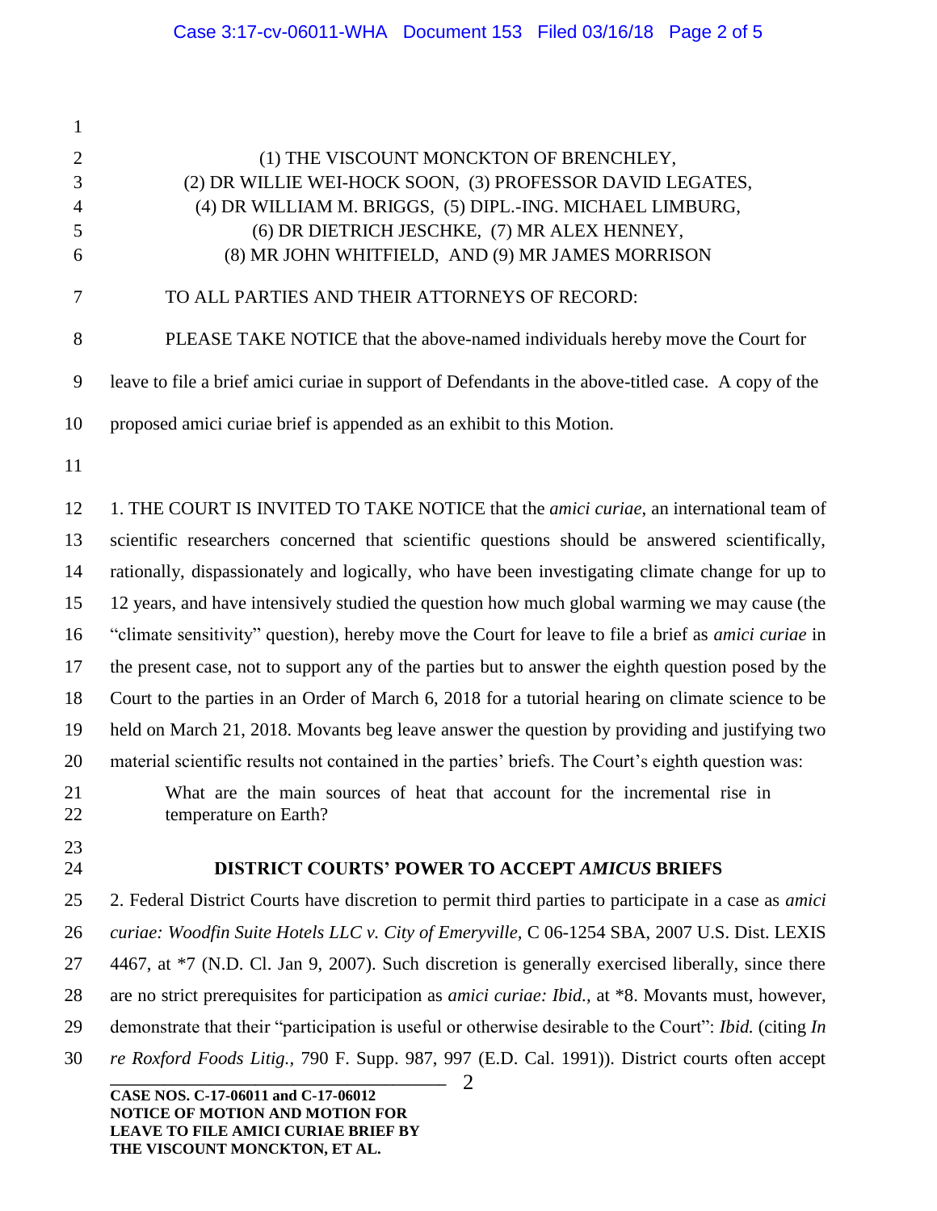(1) THE VISCOUNT MONCKTON OF BRENCHLEY,
(2) DR WILLIE WEI-HOCK SOON, (3) PROFESSOR DAVID LEGATES,
(4) DR WILLIAM M. BRIGGS, (5) DIPL.-ING. MICHAEL LIMBURG,
(6) DR DIETRICH JESCHKE, (7) MR ALEX HENNEY,
(8) MR JOHN WHITFIELD, AND (9) MR JAMES MORRISON

TO ALL PARTIES AND THEIR ATTORNEYS OF RECORD:

PLEASE TAKE NOTICE that the above-named individuals hereby move the Court for leave to file a brief amici curiae in support of Defendants in the above-titled case. A copy of the proposed amici curiae brief is appended as an exhibit to this Motion.

1. THE COURT IS INVITED TO TAKE NOTICE that the *amici curiae*, an international team of scientific researchers concerned that scientific questions should be answered scientifically, rationally, dispassionately and logically, who have been investigating climate change for up to 12 years, and have intensively studied the question how much global warming we may cause (the "climate sensitivity" question), hereby move the Court for leave to file a brief as *amici curiae* in the present case, not to support any of the parties but to answer the eighth question posed by the Court to the parties in an Order of March 6, 2018 for a tutorial hearing on climate science to be held on March 21, 2018. Movants beg leave answer the question by providing and justifying two material scientific results not contained in the parties' briefs. The Court's eighth question was:

> What are the main sources of heat that account for the incremental rise in temperature on Earth?

## DISTRICT COURTS' POWER TO ACCEPT *AMICUS* BRIEFS

2. Federal District Courts have discretion to permit third parties to participate in a case as *amici curiae: Woodfin Suite Hotels LLC v. City of Emeryville*, C 06-1254 SBA, 2007 U.S. Dist. LEXIS 4467, at *7 (N.D. Cl. Jan 9, 2007). Such discretion is generally exercised liberally, since there are no strict prerequisites for participation as *amici curiae: Ibid.*, at *8. Movants must, however, demonstrate that their "participation is useful or otherwise desirable to the Court": *Ibid.* (citing *In re Roxford Foods Litig.*, 790 F. Supp. 987, 997 (E.D. Cal. 1991)). District courts often accept

**CASE NOS. C-17-06011 and C-17-06012**
**NOTICE OF MOTION AND MOTION FOR LEAVE TO FILE AMICI CURIAE BRIEF BY THE VISCOUNT MONCKTON, ET AL.**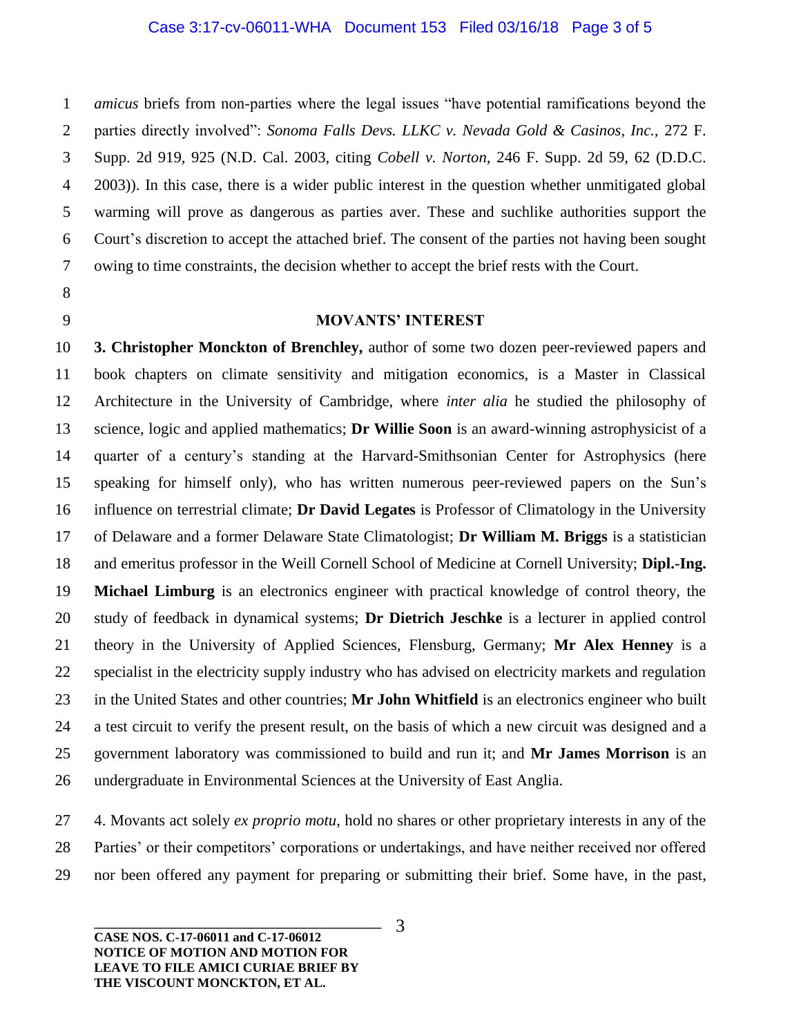*amicus* briefs from non-parties where the legal issues "have potential ramifications beyond the parties directly involved": *Sonoma Falls Devs. LLKC v. Nevada Gold & Casinos, Inc.*, 272 F. Supp. 2d 919, 925 (N.D. Cal. 2003, citing *Cobell v. Norton,* 246 F. Supp. 2d 59, 62 (D.D.C. 2003)). In this case, there is a wider public interest in the question whether unmitigated global warming will prove as dangerous as parties aver. These and suchlike authorities support the Court's discretion to accept the attached brief. The consent of the parties not having been sought owing to time constraints, the decision whether to accept the brief rests with the Court.

**MOVANTS' INTEREST**

**3. Christopher Monckton of Brenchley,** author of some two dozen peer-reviewed papers and book chapters on climate sensitivity and mitigation economics, is a Master in Classical Architecture in the University of Cambridge, where *inter alia* he studied the philosophy of science, logic and applied mathematics; **Dr Willie Soon** is an award-winning astrophysicist of a quarter of a century's standing at the Harvard-Smithsonian Center for Astrophysics (here speaking for himself only), who has written numerous peer-reviewed papers on the Sun's influence on terrestrial climate; **Dr David Legates** is Professor of Climatology in the University of Delaware and a former Delaware State Climatologist; **Dr William M. Briggs** is a statistician and emeritus professor in the Weill Cornell School of Medicine at Cornell University; **Dipl.-Ing. Michael Limburg** is an electronics engineer with practical knowledge of control theory, the study of feedback in dynamical systems; **Dr Dietrich Jeschke** is a lecturer in applied control theory in the University of Applied Sciences, Flensburg, Germany; **Mr Alex Henney** is a specialist in the electricity supply industry who has advised on electricity markets and regulation in the United States and other countries; **Mr John Whitfield** is an electronics engineer who built a test circuit to verify the present result, on the basis of which a new circuit was designed and a government laboratory was commissioned to build and run it; and **Mr James Morrison** is an undergraduate in Environmental Sciences at the University of East Anglia.

4. Movants act solely *ex proprio motu*, hold no shares or other proprietary interests in any of the Parties' or their competitors' corporations or undertakings, and have neither received nor offered nor been offered any payment for preparing or submitting their brief. Some have, in the past,

**CASE NOS. C-17-06011 and C-17-06012**
**NOTICE OF MOTION AND MOTION FOR LEAVE TO FILE AMICI CURIAE BRIEF BY THE VISCOUNT MONCKTON, ET AL.**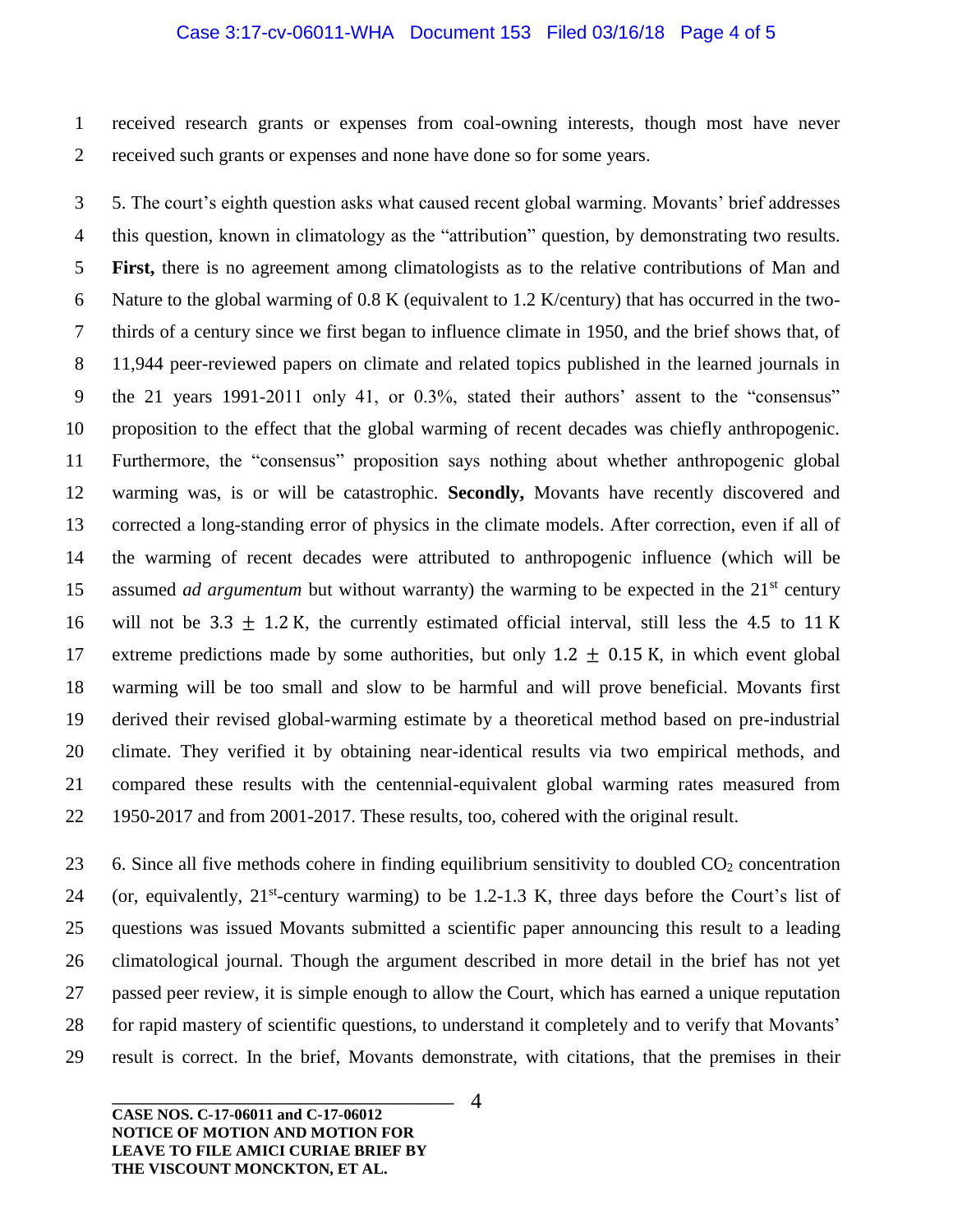received research grants or expenses from coal-owning interests, though most have never received such grants or expenses and none have done so for some years.

5. The court's eighth question asks what caused recent global warming. Movants' brief addresses this question, known in climatology as the "attribution" question, by demonstrating two results. **First,** there is no agreement among climatologists as to the relative contributions of Man and Nature to the global warming of 0.8 K (equivalent to 1.2 K/century) that has occurred in the two-thirds of a century since we first began to influence climate in 1950, and the brief shows that, of 11,944 peer-reviewed papers on climate and related topics published in the learned journals in the 21 years 1991-2011 only 41, or 0.3%, stated their authors' assent to the "consensus" proposition to the effect that the global warming of recent decades was chiefly anthropogenic. Furthermore, the "consensus" proposition says nothing about whether anthropogenic global warming was, is or will be catastrophic. **Secondly,** Movants have recently discovered and corrected a long-standing error of physics in the climate models. After correction, even if all of the warming of recent decades were attributed to anthropogenic influence (which will be assumed *ad argumentum* but without warranty) the warming to be expected in the 21st century will not be $3.3 \pm 1.2$ K, the currently estimated official interval, still less the 4.5 to 11 K extreme predictions made by some authorities, but only $1.2 \pm 0.15$ K, in which event global warming will be too small and slow to be harmful and will prove beneficial. Movants first derived their revised global-warming estimate by a theoretical method based on pre-industrial climate. They verified it by obtaining near-identical results via two empirical methods, and compared these results with the centennial-equivalent global warming rates measured from 1950-2017 and from 2001-2017. These results, too, cohered with the original result.

6. Since all five methods cohere in finding equilibrium sensitivity to doubled $CO_2$ concentration (or, equivalently, 21st-century warming) to be 1.2-1.3 K, three days before the Court's list of questions was issued Movants submitted a scientific paper announcing this result to a leading climatological journal. Though the argument described in more detail in the brief has not yet passed peer review, it is simple enough to allow the Court, which has earned a unique reputation for rapid mastery of scientific questions, to understand it completely and to verify that Movants' result is correct. In the brief, Movants demonstrate, with citations, that the premises in their

**CASE NOS. C-17-06011 and C-17-06012**
**NOTICE OF MOTION AND MOTION FOR LEAVE TO FILE AMICI CURIAE BRIEF BY THE VISCOUNT MONCKTON, ET AL.**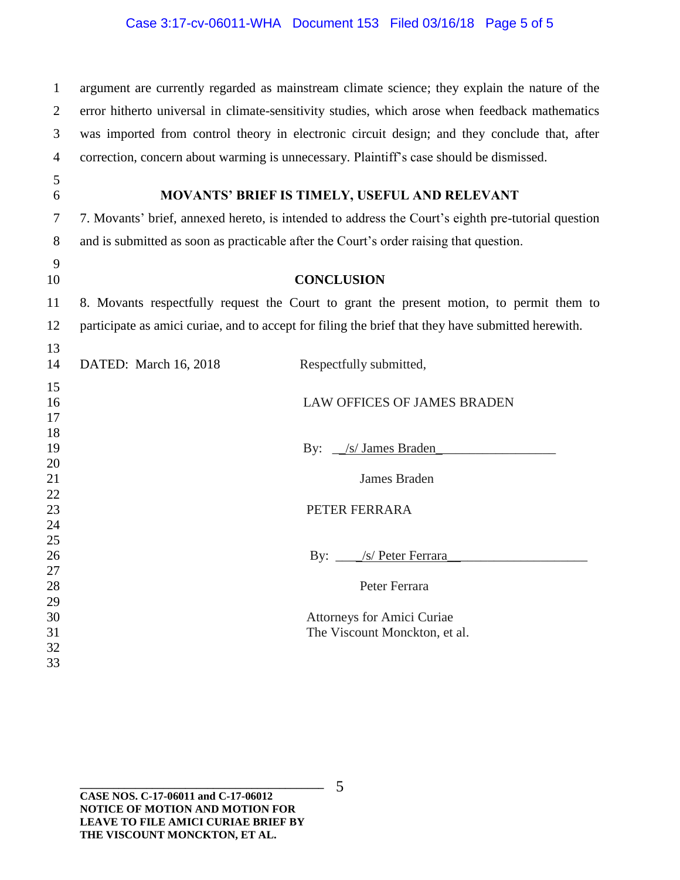argument are currently regarded as mainstream climate science; they explain the nature of the error hitherto universal in climate-sensitivity studies, which arose when feedback mathematics was imported from control theory in electronic circuit design; and they conclude that, after correction, concern about warming is unnecessary. Plaintiff's case should be dismissed.

## MOVANTS' BRIEF IS TIMELY, USEFUL AND RELEVANT

7. Movants' brief, annexed hereto, is intended to address the Court's eighth pre-tutorial question and is submitted as soon as practicable after the Court's order raising that question.

## CONCLUSION

8. Movants respectfully request the Court to grant the present motion, to permit them to participate as amici curiae, and to accept for filing the brief that they have submitted herewith.

DATED: March 16, 2018

Respectfully submitted,

LAW OFFICES OF JAMES BRADEN

By: /s/ James Braden

James Braden

PETER FERRARA

By: /s/ Peter Ferrara

Peter Ferrara

Attorneys for Amici Curiae
The Viscount Monckton, et al.

CASE NOS. C-17-06011 and C-17-06012
NOTICE OF MOTION AND MOTION FOR LEAVE TO FILE AMICI CURIAE BRIEF BY THE VISCOUNT MONCKTON, ET AL.